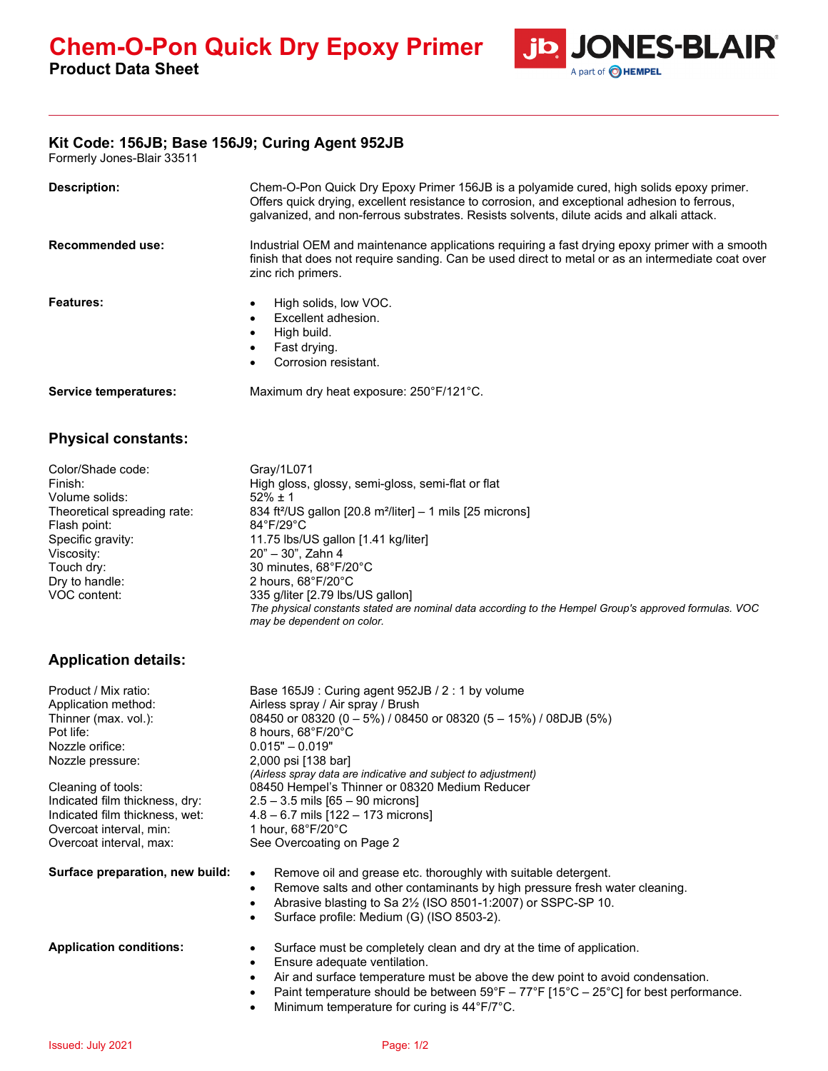# Chem-O-Pon Quick Dry Epoxy Primer

**Product Data Sheet**

JONES-BLAIR — A part of HEMPEL

## Kit Code: 156JB; Base 156J9; Curing Agent 952JB

Formerly Jones-Blair 33511

**Description:** Chem-O-Pon Quick Dry Epoxy Primer 156JB is a polyamide cured, high solids epoxy primer. Offers quick drying, excellent resistance to corrosion, and exceptional adhesion to ferrous, galvanized, and non-ferrous substrates. Resists solvents, dilute acids and alkali attack.

**Recommended use:** Industrial OEM and maintenance applications requiring a fast drying epoxy primer with a smooth finish that does not require sanding. Can be used direct to metal or as an intermediate coat over zinc rich primers.

**Features:**

- High solids, low VOC.
- Excellent adhesion.
- High build.
- Fast drying.
- Corrosion resistant.

**Service temperatures:** Maximum dry heat exposure: 250°F/121°C.

## Physical constants:

| | |
|---|---|
| Color/Shade code: | Gray/1L071 |
| Finish: | High gloss, glossy, semi-gloss, semi-flat or flat |
| Volume solids: | 52% ± 1 |
| Theoretical spreading rate: | 834 ft²/US gallon [20.8 m²/liter] – 1 mils [25 microns] |
| Flash point: | 84°F/29°C |
| Specific gravity: | 11.75 lbs/US gallon [1.41 kg/liter] |
| Viscosity: | 20" – 30", Zahn 4 |
| Touch dry: | 30 minutes, 68°F/20°C |
| Dry to handle: | 2 hours, 68°F/20°C |
| VOC content: | 335 g/liter [2.79 lbs/US gallon] |

*The physical constants stated are nominal data according to the Hempel Group's approved formulas. VOC may be dependent on color.*

## Application details:

| | |
|---|---|
| Product / Mix ratio: | Base 165J9 : Curing agent 952JB / 2 : 1 by volume |
| Application method: | Airless spray / Air spray / Brush |
| Thinner (max. vol.): | 08450 or 08320 (0 – 5%) / 08450 or 08320 (5 – 15%) / 08DJB (5%) |
| Pot life: | 8 hours, 68°F/20°C |
| Nozzle orifice: | 0.015" – 0.019" |
| Nozzle pressure: | 2,000 psi [138 bar] |

*(Airless spray data are indicative and subject to adjustment)*

| | |
|---|---|
| Cleaning of tools: | 08450 Hempel's Thinner or 08320 Medium Reducer |
| Indicated film thickness, dry: | 2.5 – 3.5 mils [65 – 90 microns] |
| Indicated film thickness, wet: | 4.8 – 6.7 mils [122 – 173 microns] |
| Overcoat interval, min: | 1 hour, 68°F/20°C |
| Overcoat interval, max: | See Overcoating on Page 2 |

**Surface preparation, new build:**

- Remove oil and grease etc. thoroughly with suitable detergent.
- Remove salts and other contaminants by high pressure fresh water cleaning.
- Abrasive blasting to Sa 2½ (ISO 8501-1:2007) or SSPC-SP 10.
- Surface profile: Medium (G) (ISO 8503-2).

**Application conditions:**

- Surface must be completely clean and dry at the time of application.
- Ensure adequate ventilation.
- Air and surface temperature must be above the dew point to avoid condensation.
- Paint temperature should be between 59°F – 77°F [15°C – 25°C] for best performance.
- Minimum temperature for curing is 44°F/7°C.

Issued: July 2021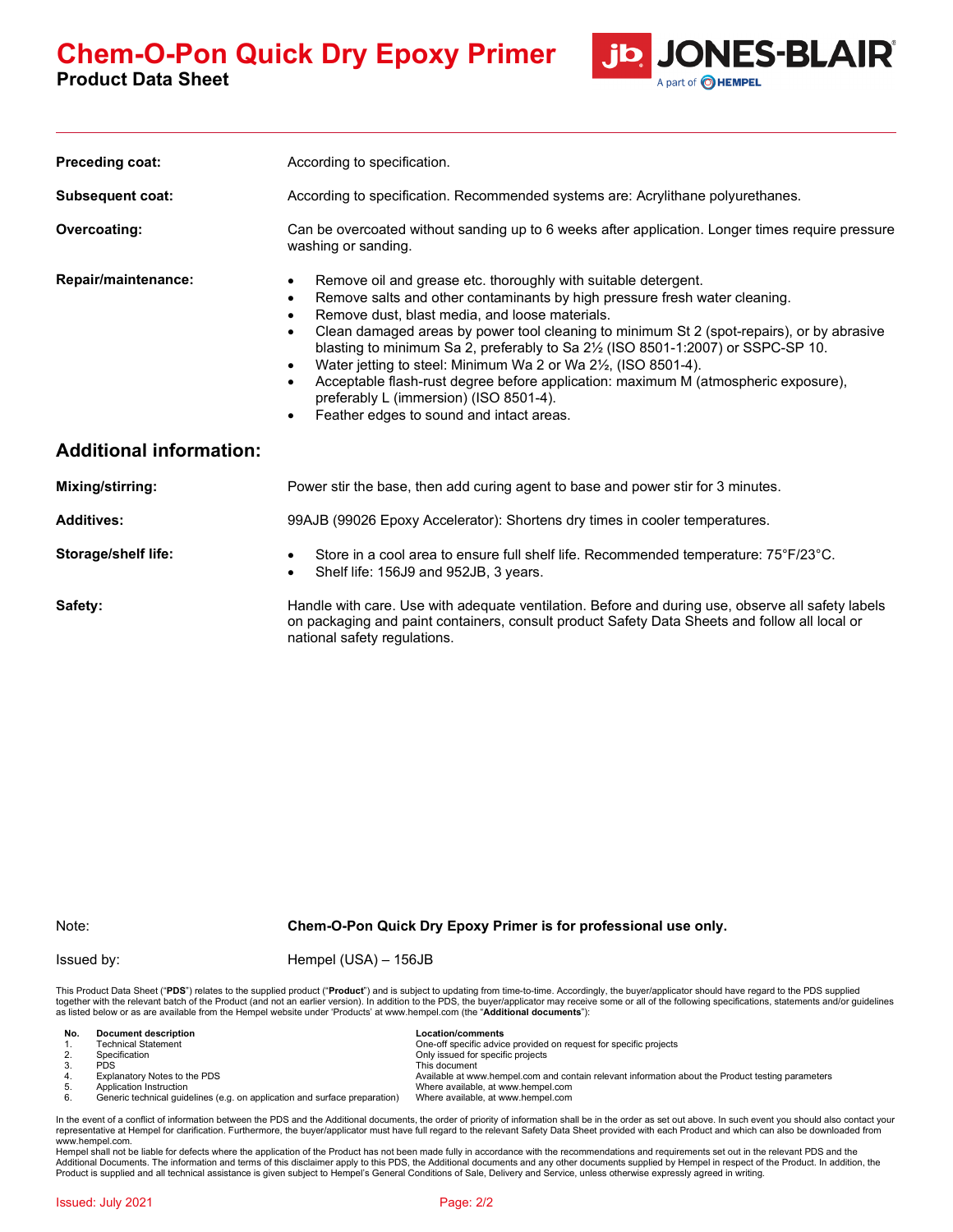# Chem-O-Pon Quick Dry Epoxy Primer

**Product Data Sheet**

**Preceding coat:** According to specification.

**Subsequent coat:** According to specification. Recommended systems are: Acrylithane polyurethanes.

**Overcoating:** Can be overcoated without sanding up to 6 weeks after application. Longer times require pressure washing or sanding.

**Repair/maintenance:**

- Remove oil and grease etc. thoroughly with suitable detergent.
- Remove salts and other contaminants by high pressure fresh water cleaning.
- Remove dust, blast media, and loose materials.
- Clean damaged areas by power tool cleaning to minimum St 2 (spot-repairs), or by abrasive blasting to minimum Sa 2, preferably to Sa 2½ (ISO 8501-1:2007) or SSPC-SP 10.
- Water jetting to steel: Minimum Wa 2 or Wa 2½, (ISO 8501-4).
- Acceptable flash-rust degree before application: maximum M (atmospheric exposure), preferably L (immersion) (ISO 8501-4).
- Feather edges to sound and intact areas.

## Additional information:

**Mixing/stirring:** Power stir the base, then add curing agent to base and power stir for 3 minutes.

**Additives:** 99AJB (99026 Epoxy Accelerator): Shortens dry times in cooler temperatures.

**Storage/shelf life:**

- Store in a cool area to ensure full shelf life. Recommended temperature: 75°F/23°C.
- Shelf life: 156J9 and 952JB, 3 years.

**Safety:** Handle with care. Use with adequate ventilation. Before and during use, observe all safety labels on packaging and paint containers, consult product Safety Data Sheets and follow all local or national safety regulations.

Note: **Chem-O-Pon Quick Dry Epoxy Primer is for professional use only.**

Issued by: Hempel (USA) – 156JB

This Product Data Sheet ("**PDS**") relates to the supplied product ("**Product**") and is subject to updating from time-to-time. Accordingly, the buyer/applicator should have regard to the PDS supplied together with the relevant batch of the Product (and not an earlier version). In addition to the PDS, the buyer/applicator may receive some or all of the following specifications, statements and/or guidelines as listed below or as are available from the Hempel website under 'Products' at www.hempel.com (the "**Additional documents**"):

| No. | Document description | Location/comments |
|---|---|---|
| 1. | Technical Statement | One-off specific advice provided on request for specific projects |
| 2. | Specification | Only issued for specific projects |
| 3. | PDS | This document |
| 4. | Explanatory Notes to the PDS | Available at www.hempel.com and contain relevant information about the Product testing parameters |
| 5. | Application Instruction | Where available, at www.hempel.com |
| 6. | Generic technical guidelines (e.g. on application and surface preparation) | Where available, at www.hempel.com |

In the event of a conflict of information between the PDS and the Additional documents, the order of priority of information shall be in the order as set out above. In such event you should also contact your representative at Hempel for clarification. Furthermore, the buyer/applicator must have full regard to the relevant Safety Data Sheet provided with each Product and which can also be downloaded from www.hempel.com.
Hempel shall not be liable for defects where the application of the Product has not been made fully in accordance with the recommendations and requirements set out in the relevant PDS and the Additional Documents. The information and terms of this disclaimer apply to this PDS, the Additional documents and any other documents supplied by Hempel in respect of the Product. In addition, the Product is supplied and all technical assistance is given subject to Hempel's General Conditions of Sale, Delivery and Service, unless otherwise expressly agreed in writing.

Issued: July 2021